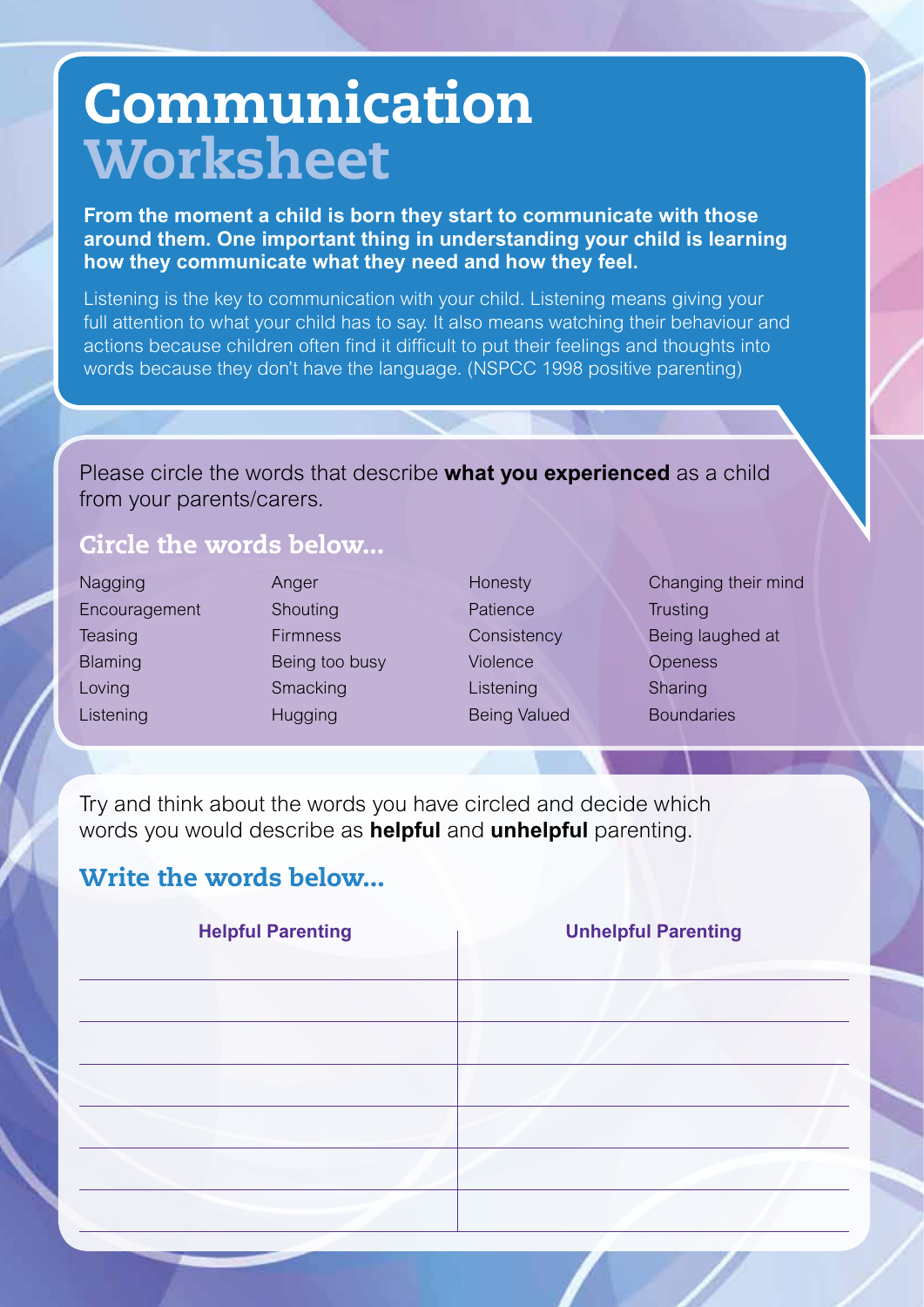# Communication Worksheet

**From the moment a child is born they start to communicate with those around them. One important thing in understanding your child is learning how they communicate what they need and how they feel.**

Listening is the key to communication with your child. Listening means giving your full attention to what your child has to say. It also means watching their behaviour and actions because children often find it difficult to put their feelings and thoughts into words because they don't have the language. (NSPCC 1998 positive parenting)

Please circle the words that describe **what you experienced** as a child from your parents/carers.

## Circle the words below...

| | | | |
|---|---|---|---|
| Nagging | Anger | Honesty | Changing their mind |
| Encouragement | Shouting | Patience | Trusting |
| Teasing | Firmness | Consistency | Being laughed at |
| Blaming | Being too busy | Violence | Openess |
| Loving | Smacking | Listening | Sharing |
| Listening | Hugging | Being Valued | Boundaries |

Try and think about the words you have circled and decide which words you would describe as **helpful** and **unhelpful** parenting.

## Write the words below...

| Helpful Parenting | Unhelpful Parenting |
|---|---|
| | |
| | |
| | |
| | |
| | |
| | |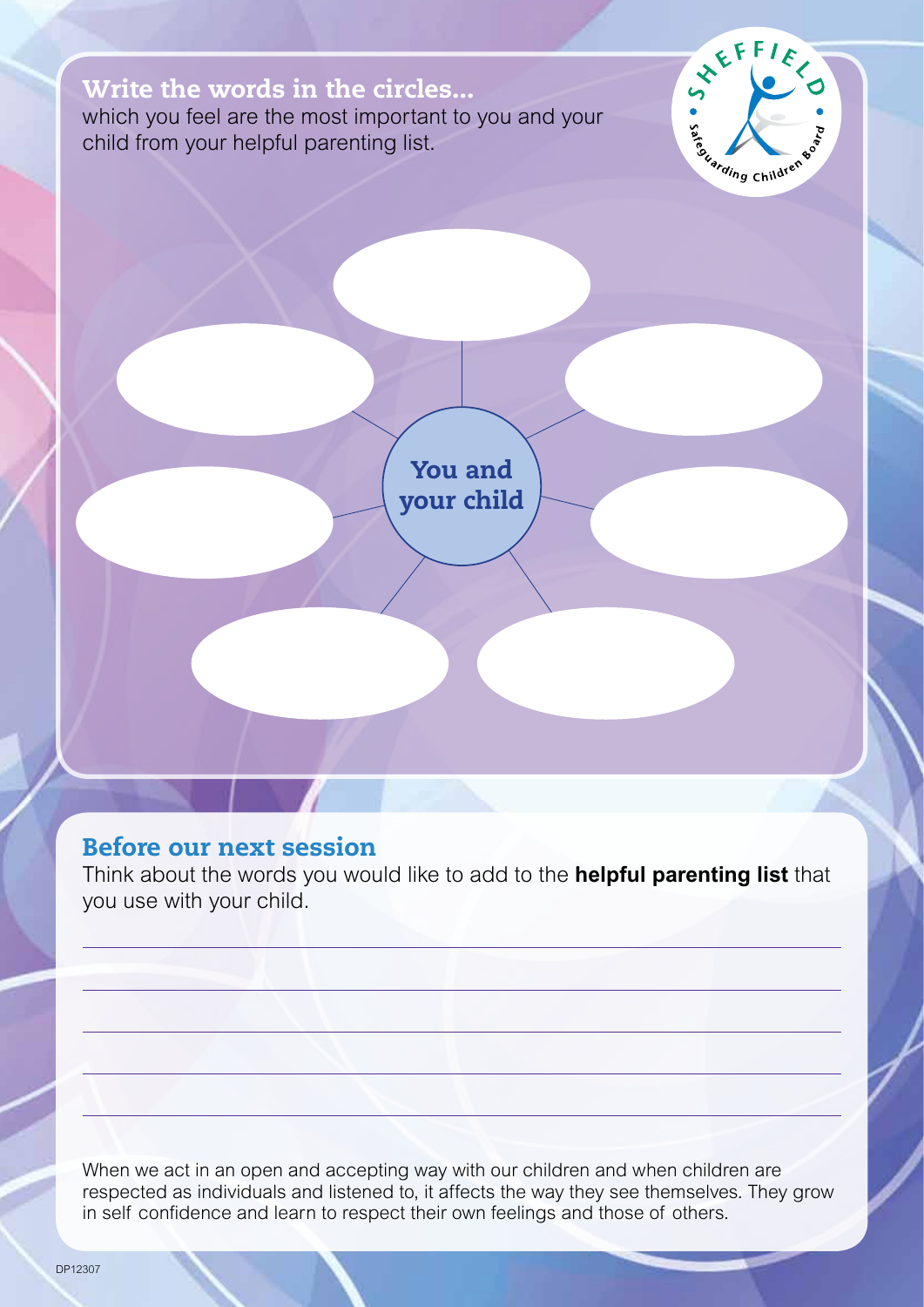## Write the words in the circles...

which you feel are the most important to you and your child from your helpful parenting list.

You and your child

## Before our next session

Think about the words you would like to add to the **helpful parenting list** that you use with your child.

When we act in an open and accepting way with our children and when children are respected as individuals and listened to, it affects the way they see themselves. They grow in self confidence and learn to respect their own feelings and those of others.

DP12307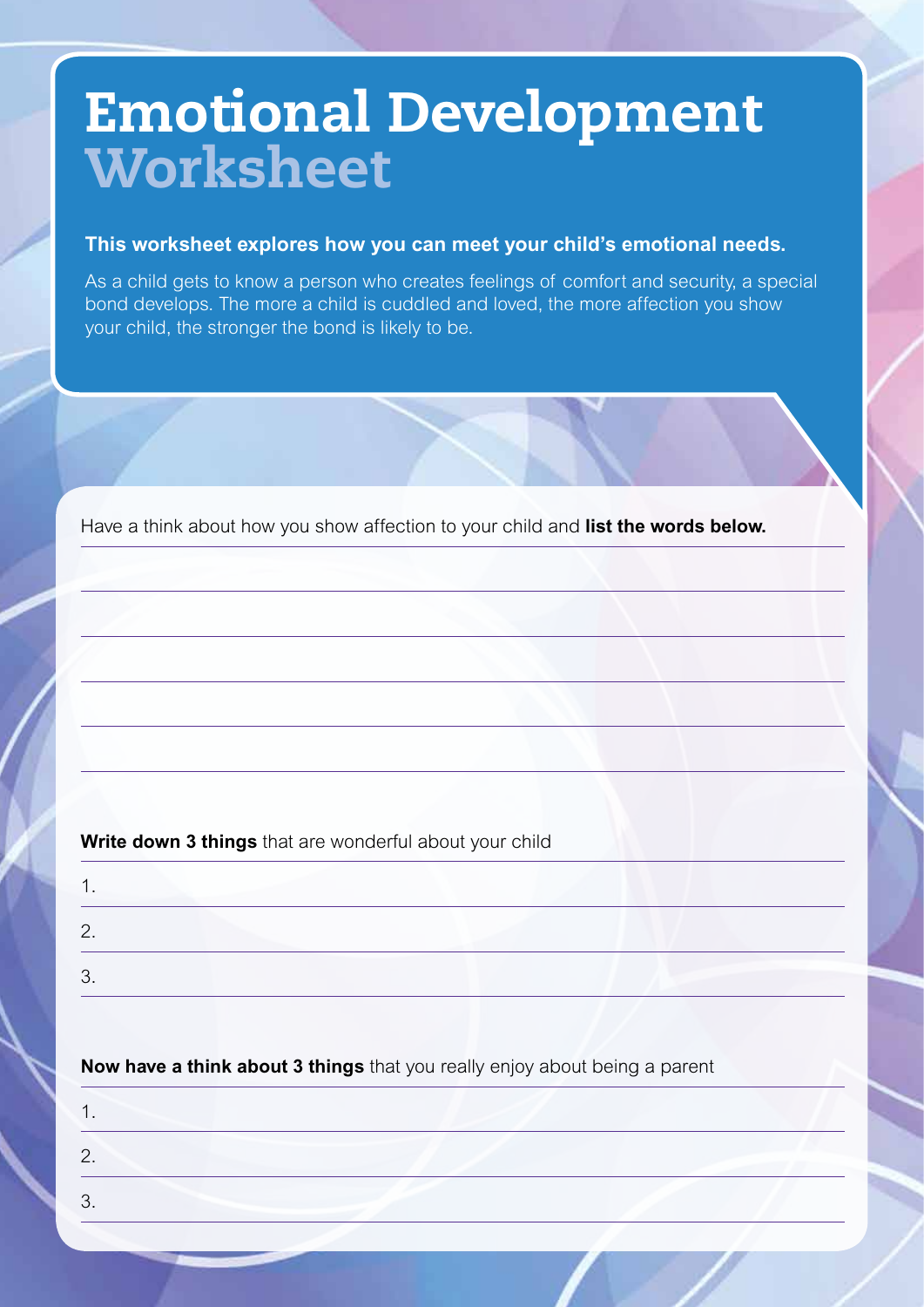# Emotional Development Worksheet

**This worksheet explores how you can meet your child's emotional needs.**

As a child gets to know a person who creates feelings of comfort and security, a special bond develops. The more a child is cuddled and loved, the more affection you show your child, the stronger the bond is likely to be.

Have a think about how you show affection to your child and **list the words below.**

**Write down 3 things** that are wonderful about your child

1.
2.
3.

**Now have a think about 3 things** that you really enjoy about being a parent

1.
2.
3.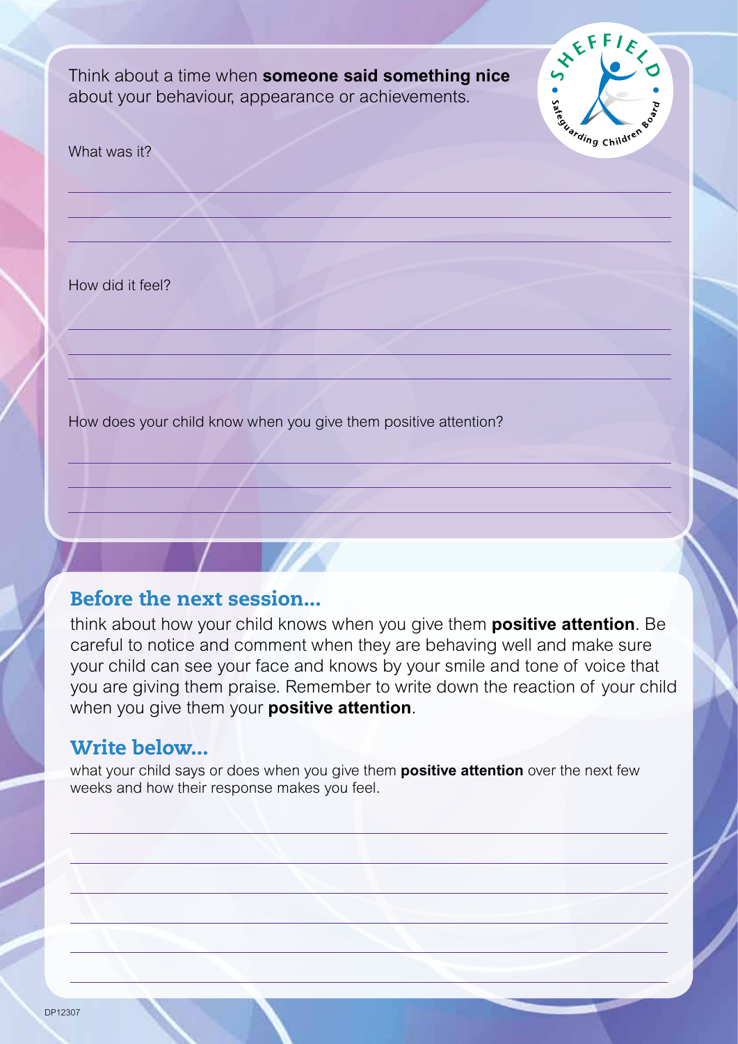Think about a time when **someone said something nice** about your behaviour, appearance or achievements.

What was it?

How did it feel?

How does your child know when you give them positive attention?

## Before the next session...

think about how your child knows when you give them **positive attention**. Be careful to notice and comment when they are behaving well and make sure your child can see your face and knows by your smile and tone of voice that you are giving them praise. Remember to write down the reaction of your child when you give them your **positive attention**.

## Write below...

what your child says or does when you give them **positive attention** over the next few weeks and how their response makes you feel.

DP12307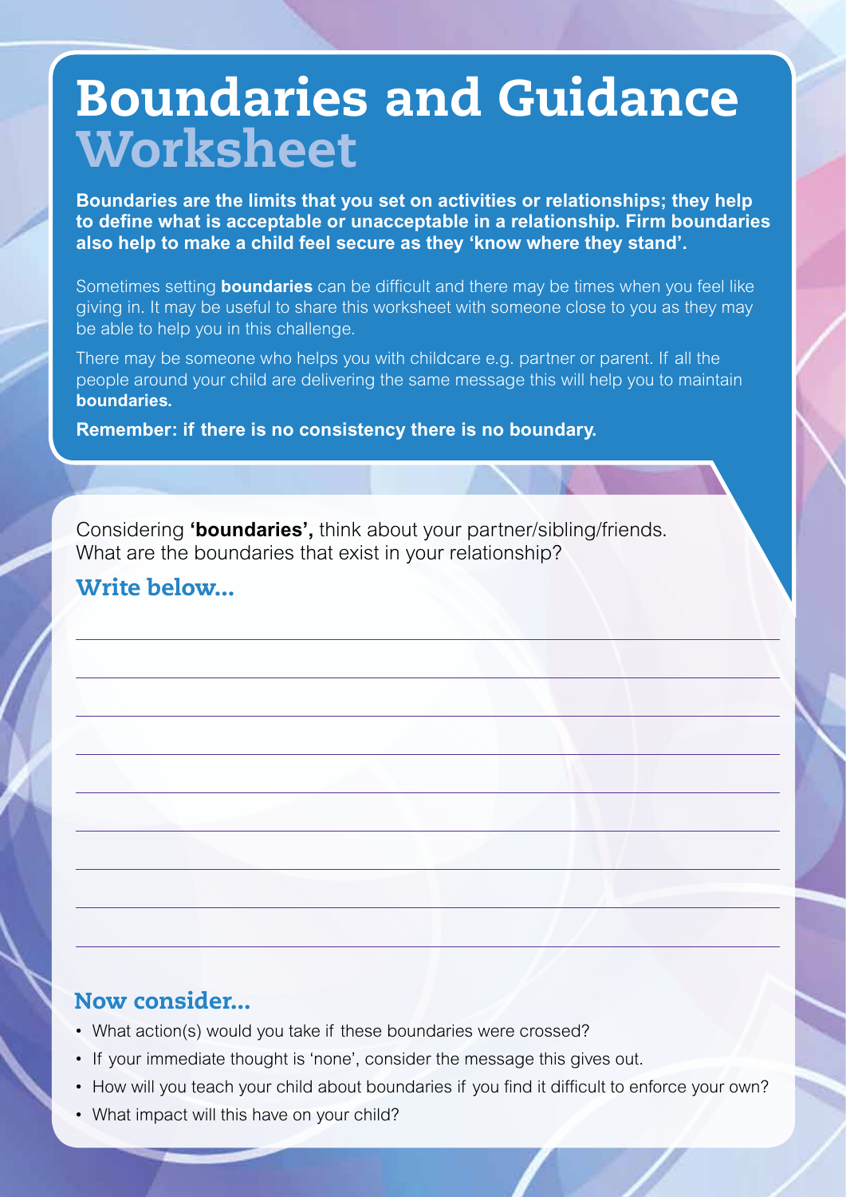# Boundaries and Guidance Worksheet

**Boundaries are the limits that you set on activities or relationships; they help to define what is acceptable or unacceptable in a relationship. Firm boundaries also help to make a child feel secure as they 'know where they stand'.**

Sometimes setting **boundaries** can be difficult and there may be times when you feel like giving in. It may be useful to share this worksheet with someone close to you as they may be able to help you in this challenge.

There may be someone who helps you with childcare e.g. partner or parent. If all the people around your child are delivering the same message this will help you to maintain **boundaries.**

**Remember: if there is no consistency there is no boundary.**

Considering **'boundaries',** think about your partner/sibling/friends. What are the boundaries that exist in your relationship?

## Write below...

## Now consider...

- What action(s) would you take if these boundaries were crossed?
- If your immediate thought is 'none', consider the message this gives out.
- How will you teach your child about boundaries if you find it difficult to enforce your own?
- What impact will this have on your child?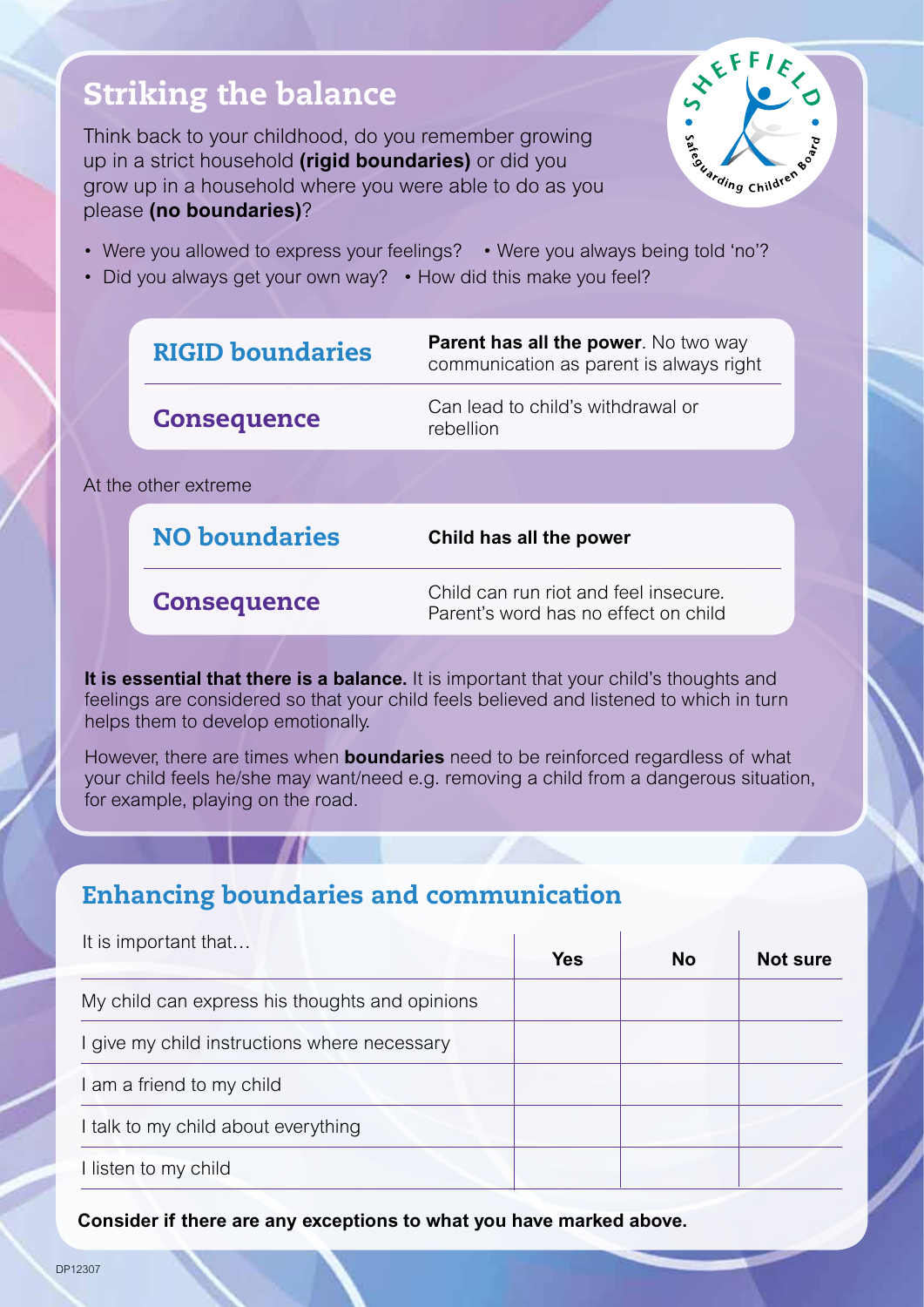## Striking the balance

Think back to your childhood, do you remember growing up in a strict household **(rigid boundaries)** or did you grow up in a household where you were able to do as you please **(no boundaries)**?

- Were you allowed to express your feelings?
- Were you always being told 'no'?
- Did you always get your own way?
- How did this make you feel?

| | |
|---|---|
| **RIGID boundaries** | **Parent has all the power**. No two way communication as parent is always right |
| **Consequence** | Can lead to child's withdrawal or rebellion |

At the other extreme

| | |
|---|---|
| **NO boundaries** | **Child has all the power** |
| **Consequence** | Child can run riot and feel insecure. Parent's word has no effect on child |

**It is essential that there is a balance.** It is important that your child's thoughts and feelings are considered so that your child feels believed and listened to which in turn helps them to develop emotionally.

However, there are times when **boundaries** need to be reinforced regardless of what your child feels he/she may want/need e.g. removing a child from a dangerous situation, for example, playing on the road.

## Enhancing boundaries and communication

| It is important that… | Yes | No | Not sure |
|---|---|---|---|
| My child can express his thoughts and opinions | | | |
| I give my child instructions where necessary | | | |
| I am a friend to my child | | | |
| I talk to my child about everything | | | |
| I listen to my child | | | |

**Consider if there are any exceptions to what you have marked above.**

DP12307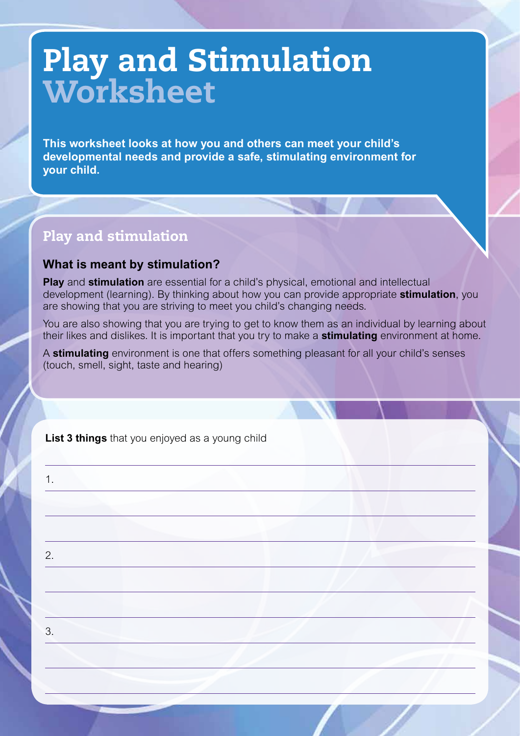# Play and Stimulation Worksheet

**This worksheet looks at how you and others can meet your child's developmental needs and provide a safe, stimulating environment for your child.**

## Play and stimulation

### What is meant by stimulation?

**Play** and **stimulation** are essential for a child's physical, emotional and intellectual development (learning). By thinking about how you can provide appropriate **stimulation**, you are showing that you are striving to meet you child's changing needs.

You are also showing that you are trying to get to know them as an individual by learning about their likes and dislikes. It is important that you try to make a **stimulating** environment at home.

A **stimulating** environment is one that offers something pleasant for all your child's senses (touch, smell, sight, taste and hearing)

**List 3 things** that you enjoyed as a young child

1.

2.

3.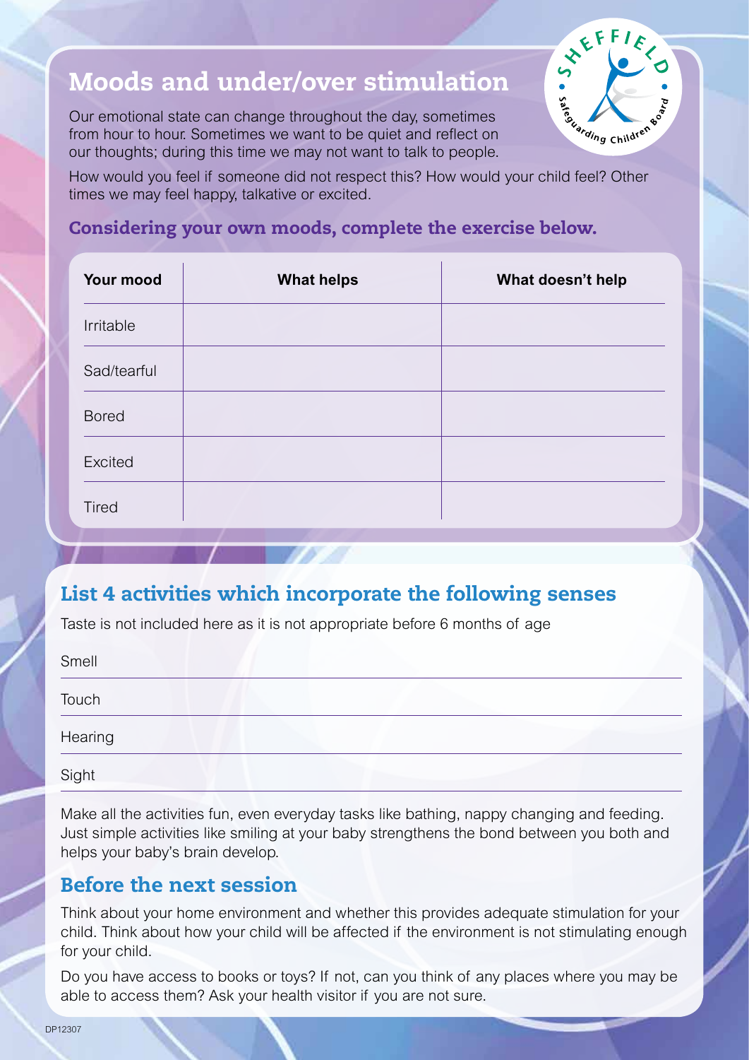# Moods and under/over stimulation

Our emotional state can change throughout the day, sometimes from hour to hour. Sometimes we want to be quiet and reflect on our thoughts; during this time we may not want to talk to people.

How would you feel if someone did not respect this? How would your child feel? Other times we may feel happy, talkative or excited.

### Considering your own moods, complete the exercise below.

| Your mood | What helps | What doesn't help |
| --- | --- | --- |
| Irritable | | |
| Sad/tearful | | |
| Bored | | |
| Excited | | |
| Tired | | |

## List 4 activities which incorporate the following senses

Taste is not included here as it is not appropriate before 6 months of age

Smell

Touch

Hearing

Sight

Make all the activities fun, even everyday tasks like bathing, nappy changing and feeding. Just simple activities like smiling at your baby strengthens the bond between you both and helps your baby's brain develop.

## Before the next session

Think about your home environment and whether this provides adequate stimulation for your child. Think about how your child will be affected if the environment is not stimulating enough for your child.

Do you have access to books or toys? If not, can you think of any places where you may be able to access them? Ask your health visitor if you are not sure.

DP12307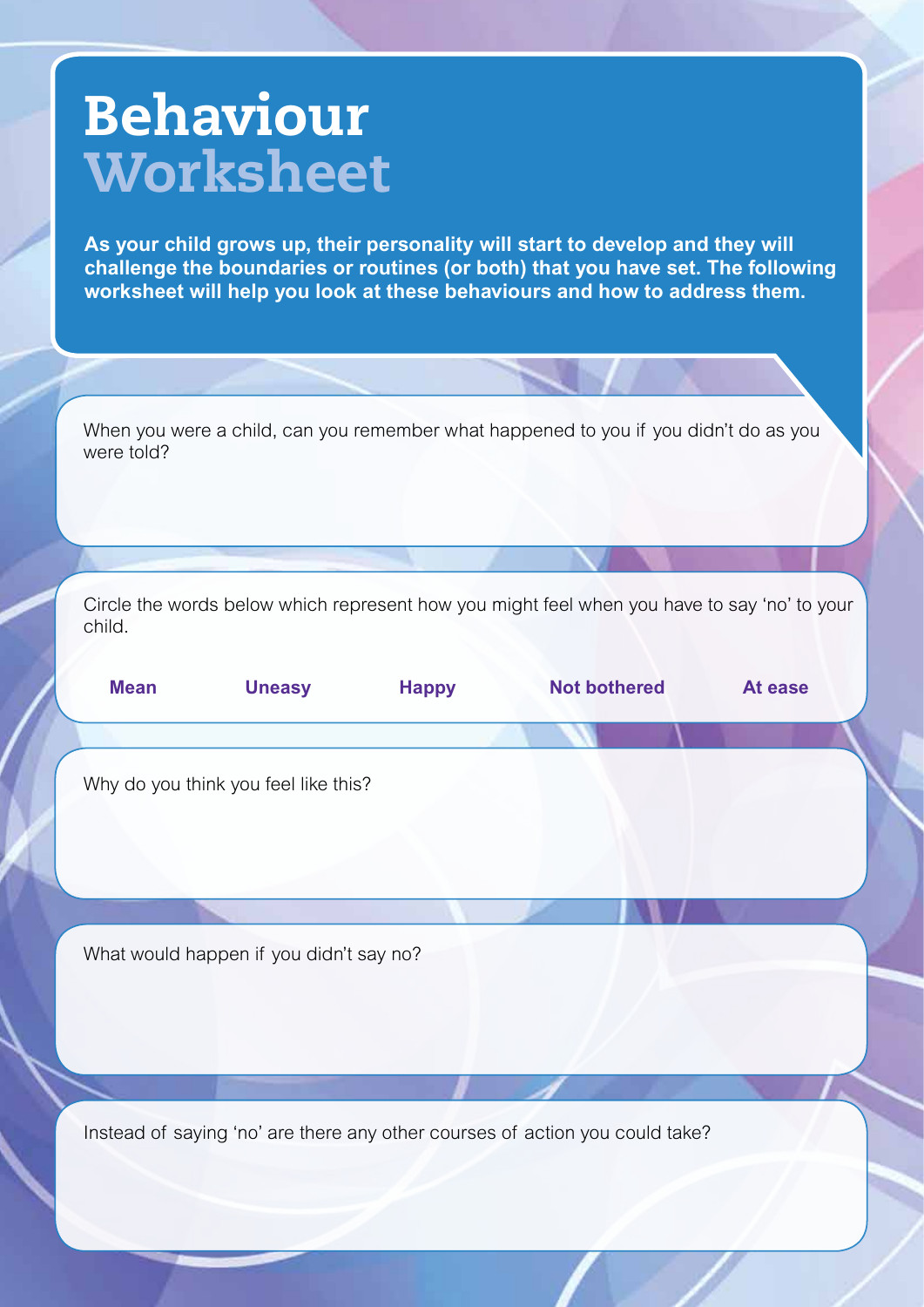# Behaviour Worksheet

**As your child grows up, their personality will start to develop and they will challenge the boundaries or routines (or both) that you have set. The following worksheet will help you look at these behaviours and how to address them.**

When you were a child, can you remember what happened to you if you didn't do as you were told?

Circle the words below which represent how you might feel when you have to say 'no' to your child.

**Mean** **Uneasy** **Happy** **Not bothered** **At ease**

Why do you think you feel like this?

What would happen if you didn't say no?

Instead of saying 'no' are there any other courses of action you could take?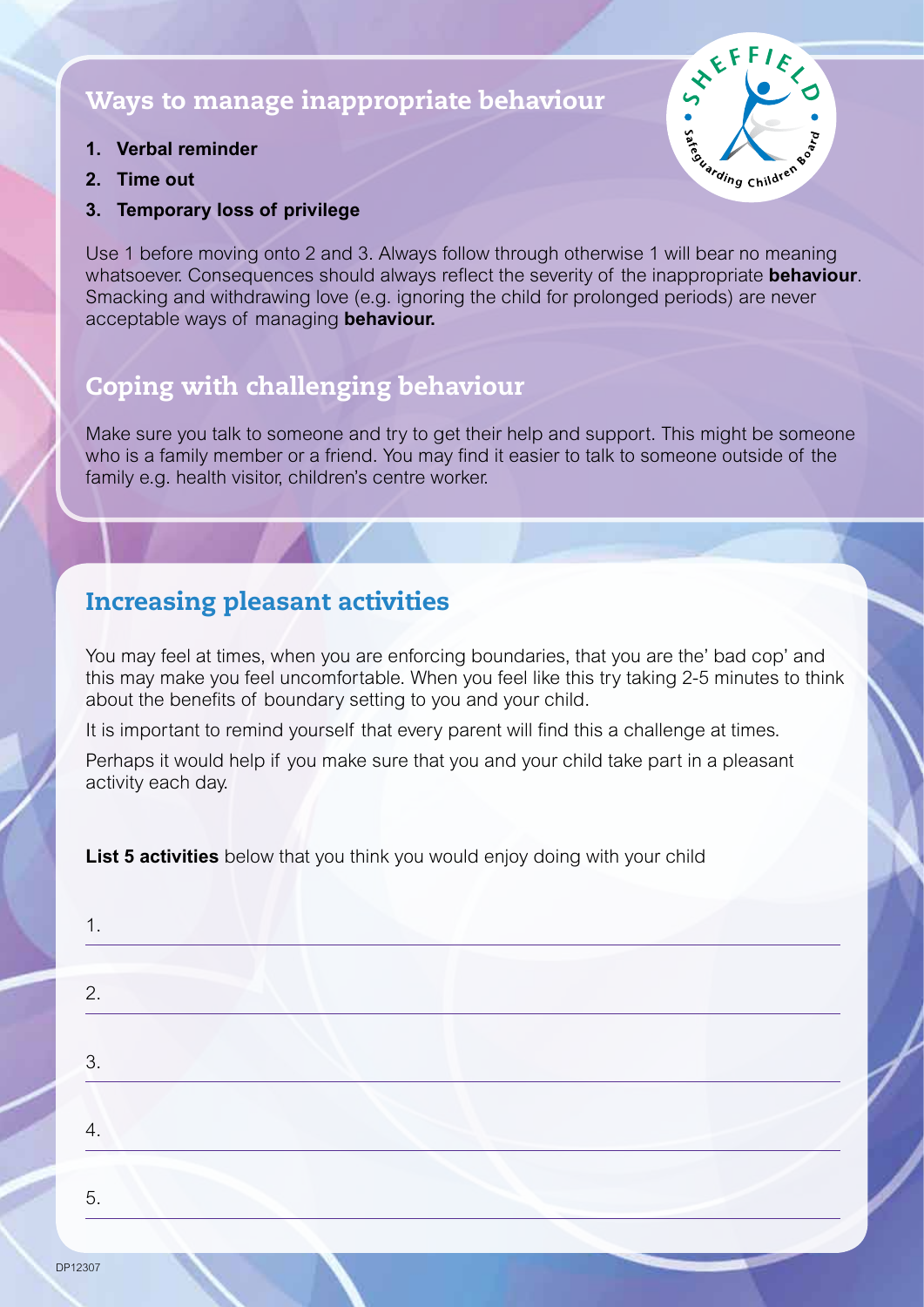## Ways to manage inappropriate behaviour

1. **Verbal reminder**
2. **Time out**
3. **Temporary loss of privilege**

Use 1 before moving onto 2 and 3. Always follow through otherwise 1 will bear no meaning whatsoever. Consequences should always reflect the severity of the inappropriate **behaviour**. Smacking and withdrawing love (e.g. ignoring the child for prolonged periods) are never acceptable ways of managing **behaviour.**

## Coping with challenging behaviour

Make sure you talk to someone and try to get their help and support. This might be someone who is a family member or a friend. You may find it easier to talk to someone outside of the family e.g. health visitor, children's centre worker.

## Increasing pleasant activities

You may feel at times, when you are enforcing boundaries, that you are the' bad cop' and this may make you feel uncomfortable. When you feel like this try taking 2-5 minutes to think about the benefits of boundary setting to you and your child.

It is important to remind yourself that every parent will find this a challenge at times.

Perhaps it would help if you make sure that you and your child take part in a pleasant activity each day.

**List 5 activities** below that you think you would enjoy doing with your child

1. ______________________________

2. ______________________________

3. ______________________________

4. ______________________________

5. ______________________________

DP12307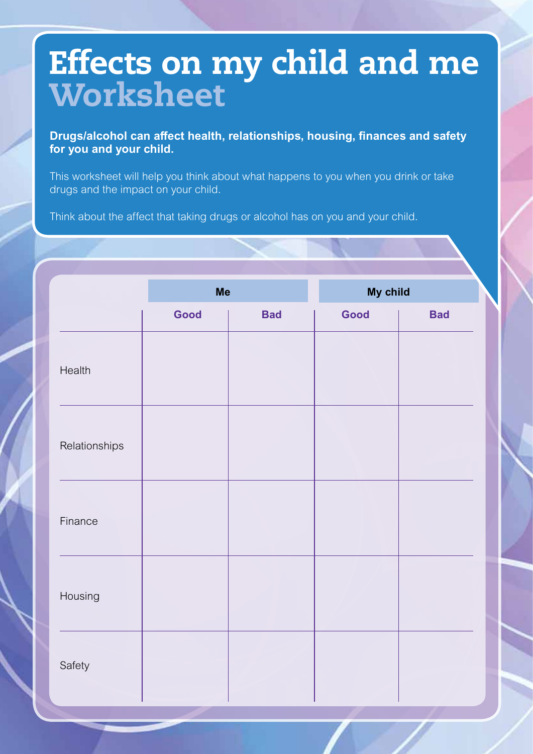# Effects on my child and me
## Worksheet

**Drugs/alcohol can affect health, relationships, housing, finances and safety for you and your child.**

This worksheet will help you think about what happens to you when you drink or take drugs and the impact on your child.

Think about the affect that taking drugs or alcohol has on you and your child.

| | Me | | My child | |
|---|---|---|---|---|
| | **Good** | **Bad** | **Good** | **Bad** |
| Health | | | | |
| Relationships | | | | |
| Finance | | | | |
| Housing | | | | |
| Safety | | | | |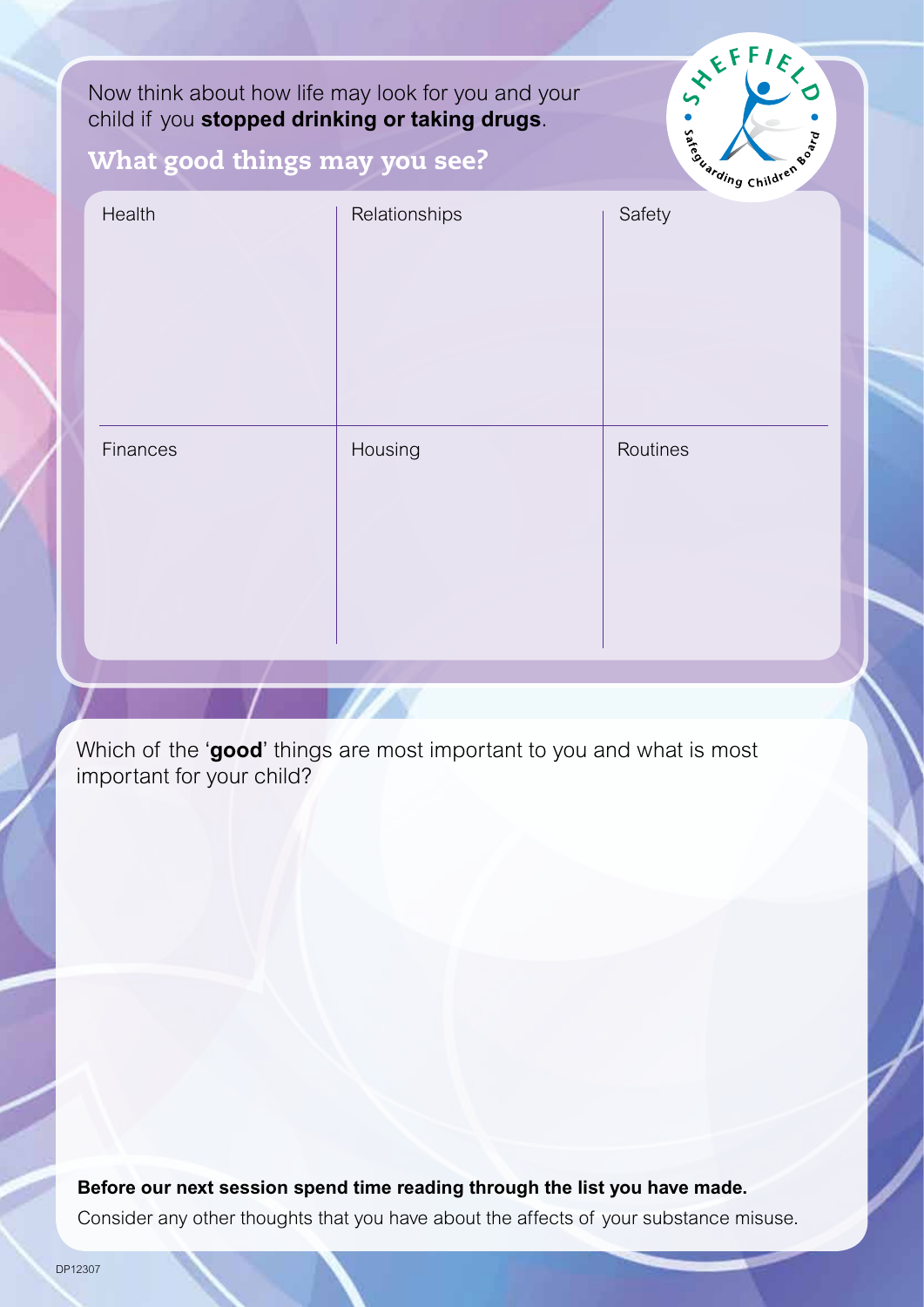Now think about how life may look for you and your child if you **stopped drinking or taking drugs**.

## What good things may you see?

| Health | Relationships | Safety |
| --- | --- | --- |
| | | |
| **Finances** | **Housing** | **Routines** |
| | | |

Which of the '**good**' things are most important to you and what is most important for your child?

**Before our next session spend time reading through the list you have made.**

Consider any other thoughts that you have about the affects of your substance misuse.

DP12307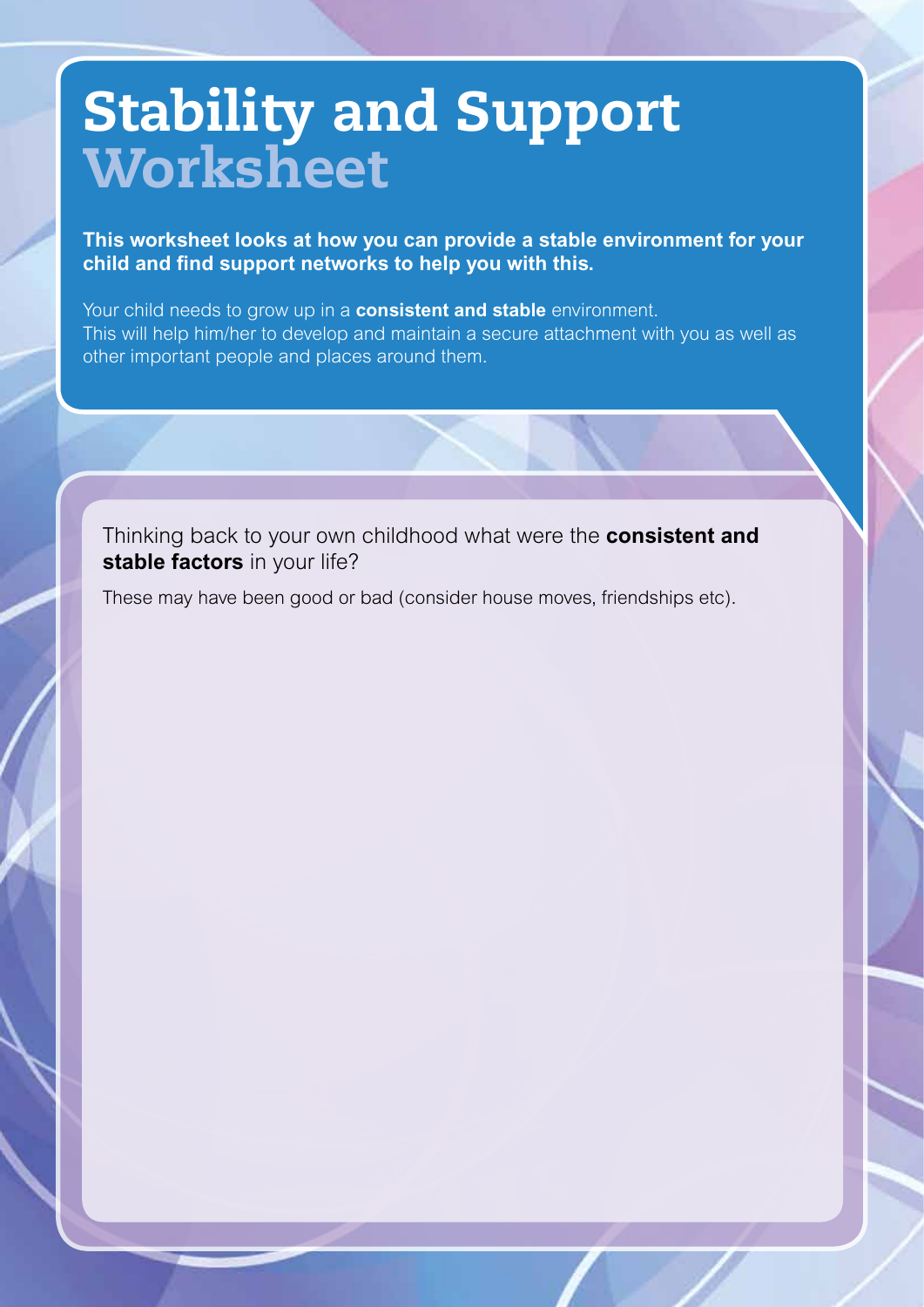# Stability and Support Worksheet

**This worksheet looks at how you can provide a stable environment for your child and find support networks to help you with this.**

Your child needs to grow up in a **consistent and stable** environment. This will help him/her to develop and maintain a secure attachment with you as well as other important people and places around them.

Thinking back to your own childhood what were the **consistent and stable factors** in your life?

These may have been good or bad (consider house moves, friendships etc).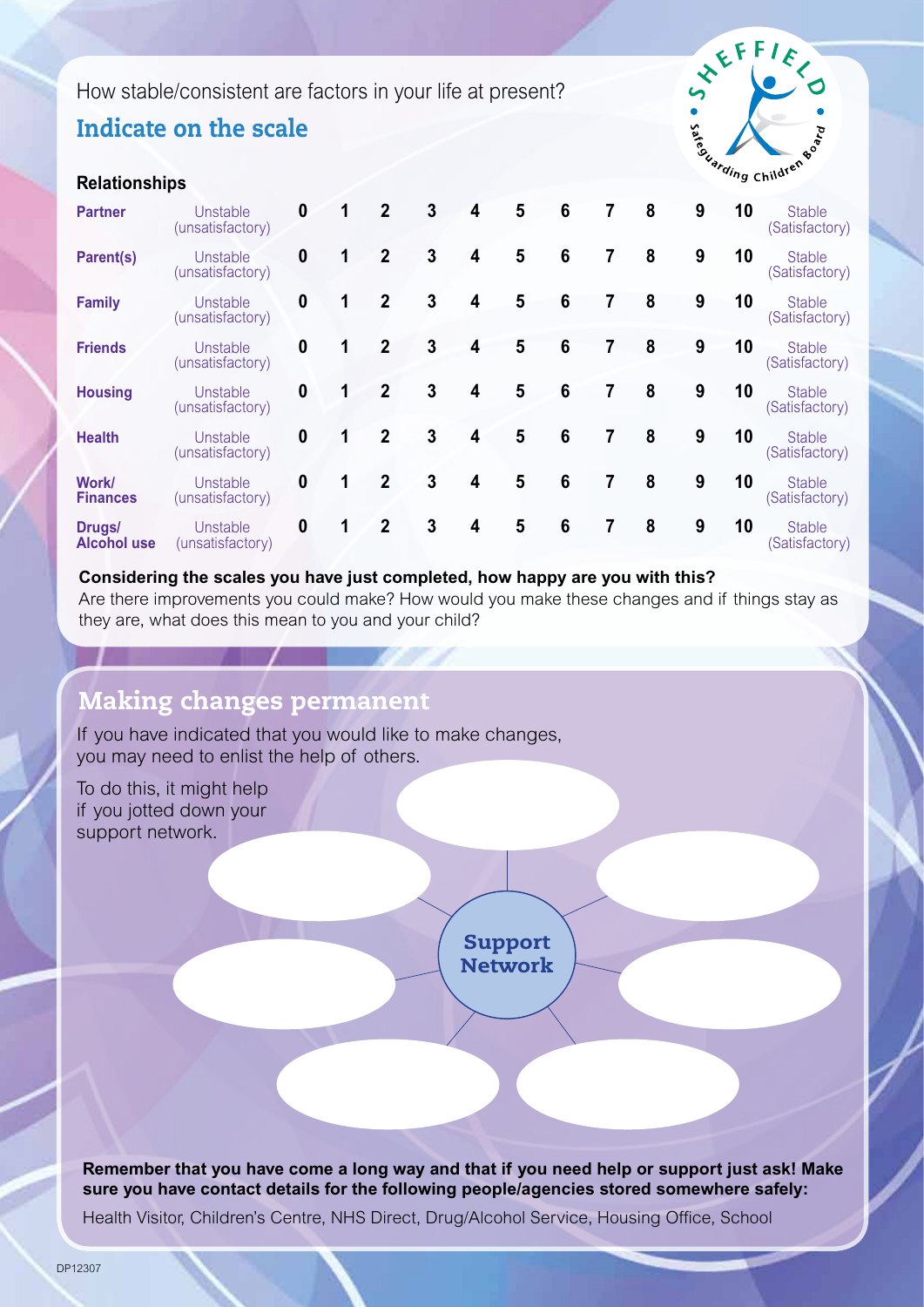How stable/consistent are factors in your life at present?

## Indicate on the scale

### Relationships

| | | | | | | | | | | | | | |
|---|---|---|---|---|---|---|---|---|---|---|---|---|---|
| **Partner** | Unstable (unsatisfactory) | 0 | 1 | 2 | 3 | 4 | 5 | 6 | 7 | 8 | 9 | 10 | Stable (Satisfactory) |
| **Parent(s)** | Unstable (unsatisfactory) | 0 | 1 | 2 | 3 | 4 | 5 | 6 | 7 | 8 | 9 | 10 | Stable (Satisfactory) |
| **Family** | Unstable (unsatisfactory) | 0 | 1 | 2 | 3 | 4 | 5 | 6 | 7 | 8 | 9 | 10 | Stable (Satisfactory) |
| **Friends** | Unstable (unsatisfactory) | 0 | 1 | 2 | 3 | 4 | 5 | 6 | 7 | 8 | 9 | 10 | Stable (Satisfactory) |
| **Housing** | Unstable (unsatisfactory) | 0 | 1 | 2 | 3 | 4 | 5 | 6 | 7 | 8 | 9 | 10 | Stable (Satisfactory) |
| **Health** | Unstable (unsatisfactory) | 0 | 1 | 2 | 3 | 4 | 5 | 6 | 7 | 8 | 9 | 10 | Stable (Satisfactory) |
| **Work/ Finances** | Unstable (unsatisfactory) | 0 | 1 | 2 | 3 | 4 | 5 | 6 | 7 | 8 | 9 | 10 | Stable (Satisfactory) |
| **Drugs/ Alcohol use** | Unstable (unsatisfactory) | 0 | 1 | 2 | 3 | 4 | 5 | 6 | 7 | 8 | 9 | 10 | Stable (Satisfactory) |

**Considering the scales you have just completed, how happy are you with this?**
Are there improvements you could make? How would you make these changes and if things stay as they are, what does this mean to you and your child?

## Making changes permanent

If you have indicated that you would like to make changes, you may need to enlist the help of others.

To do this, it might help if you jotted down your support network.

Support Network

**Remember that you have come a long way and that if you need help or support just ask! Make sure you have contact details for the following people/agencies stored somewhere safely:**

Health Visitor, Children's Centre, NHS Direct, Drug/Alcohol Service, Housing Office, School

DP12307